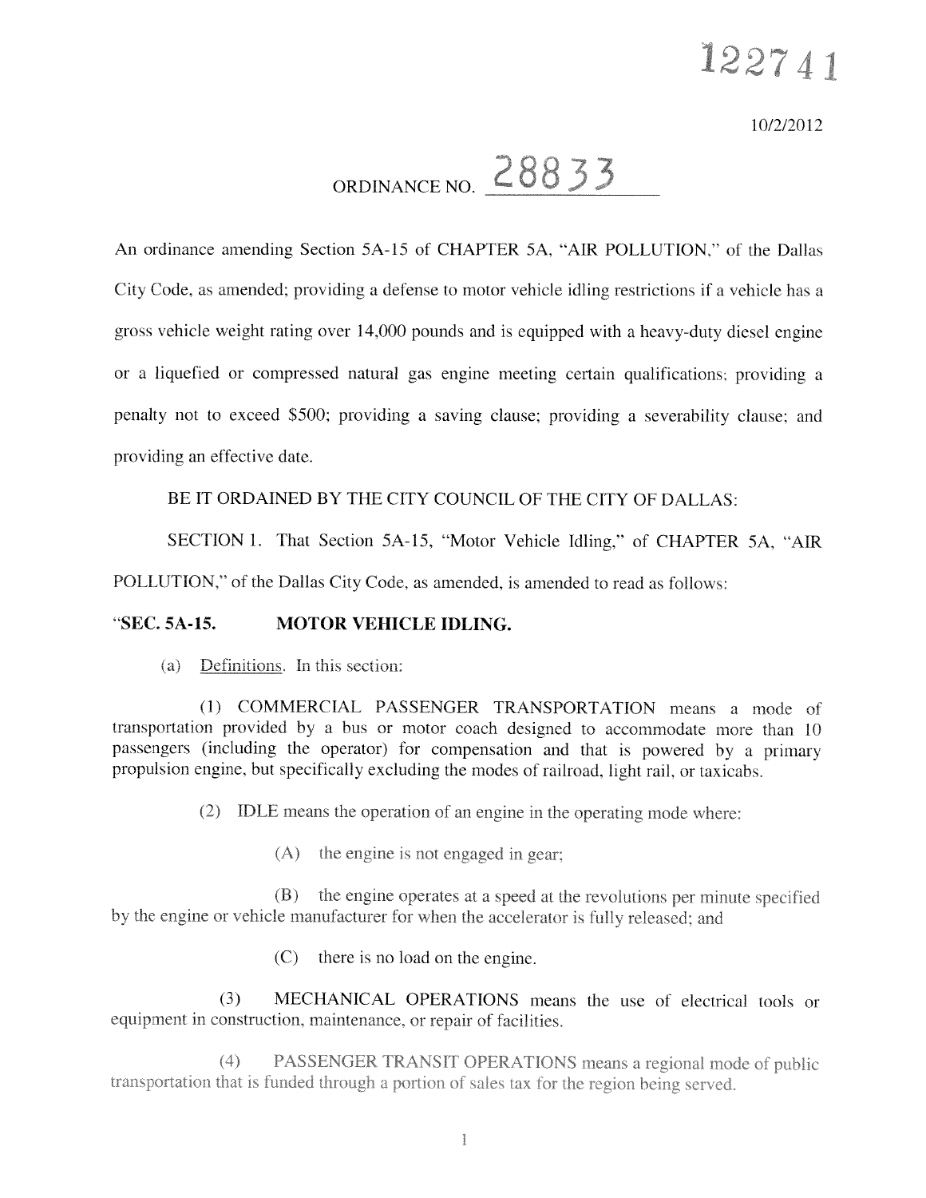122741

10/2/2012

ORDINANCE NO. 28833

An ordinance amending Section 5A-15 of CHAPTER 5A, "AIR POLLUTION," of the Dallas City Code, as amended; providing a defense to motor vehicle idling restrictions if a vehicle has a gross vehicle weight rating over 14,000 pounds and is equipped with a heavy-duty diesel engine or a liquefied or compressed natural gas engine meeting certain qualifications; providing a penalty not to exceed $500; providing a saving clause; providing a severability clause; and providing an effective date.

BE IT ORDAINED BY THE CITY COUNCIL OF THE CITY OF DALLAS:

SECTION 1. That Section 5A-15, "Motor Vehicle Idling," of CHAPTER 5A, "AIR POLLUTION," of the Dallas City Code, as amended, is amended to read as follows:

**"SEC. 5A-15. MOTOR VEHICLE IDLING.**

(a) Definitions. In this section:

(1) COMMERCIAL PASSENGER TRANSPORTATION means a mode of transportation provided by a bus or motor coach designed to accommodate more than 10 passengers (including the operator) for compensation and that is powered by a primary propulsion engine, but specifically excluding the modes of railroad, light rail, or taxicabs.

(2) IDLE means the operation of an engine in the operating mode where:

(A) the engine is not engaged in gear;

(B) the engine operates at a speed at the revolutions per minute specified by the engine or vehicle manufacturer for when the accelerator is fully released; and

(C) there is no load on the engine.

(3) MECHANICAL OPERATIONS means the use of electrical tools or equipment in construction, maintenance, or repair of facilities.

(4) PASSENGER TRANSIT OPERATIONS means a regional mode of public transportation that is funded through a portion of sales tax for the region being served.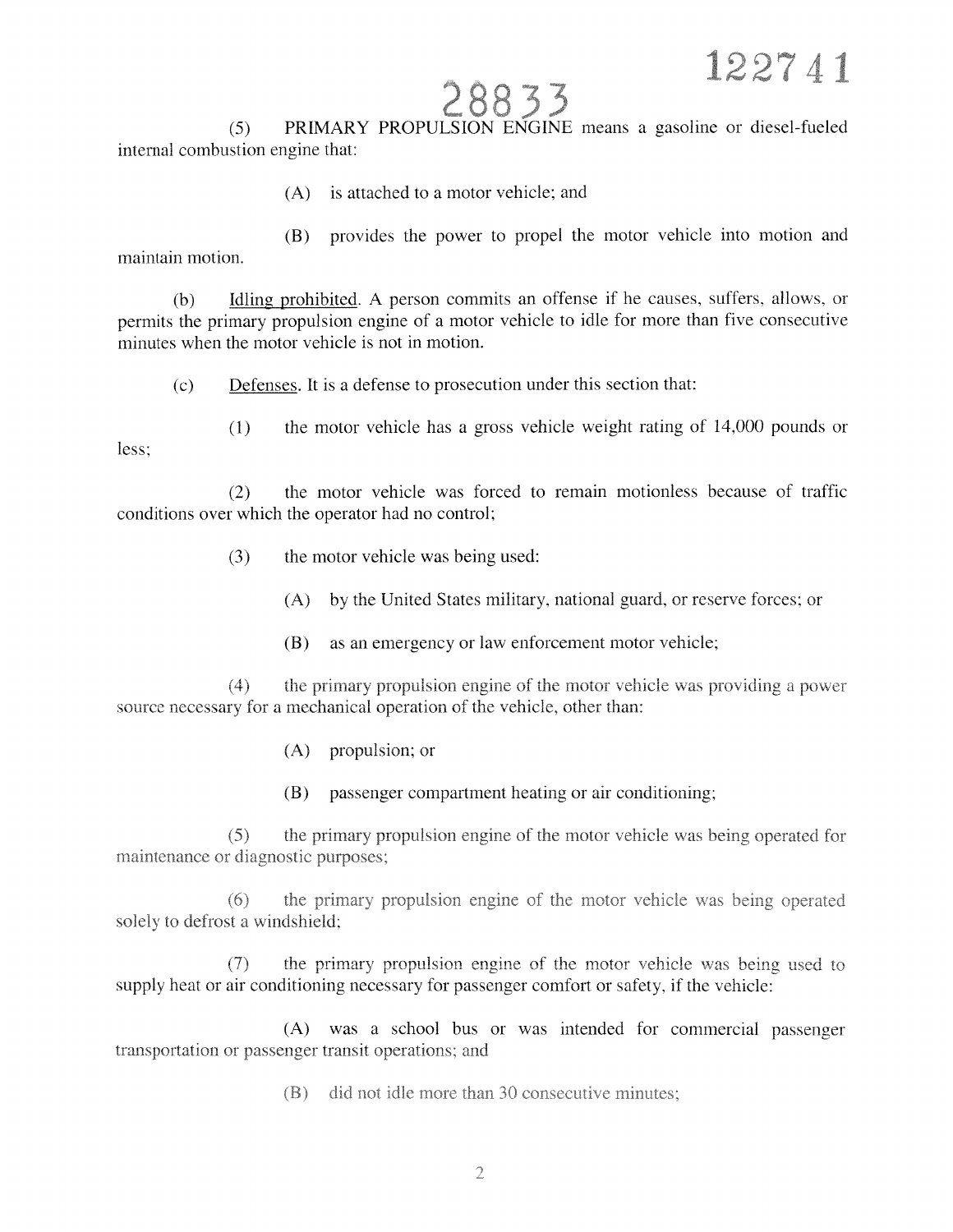122741

28833

(5) PRIMARY PROPULSION ENGINE means a gasoline or diesel-fueled internal combustion engine that:

(A) is attached to a motor vehicle; and

(B) provides the power to propel the motor vehicle into motion and maintain motion.

(b) Idling prohibited. A person commits an offense if he causes, suffers, allows, or permits the primary propulsion engine of a motor vehicle to idle for more than five consecutive minutes when the motor vehicle is not in motion.

(c) Defenses. It is a defense to prosecution under this section that:

(1) the motor vehicle has a gross vehicle weight rating of 14,000 pounds or less;

(2) the motor vehicle was forced to remain motionless because of traffic conditions over which the operator had no control;

(3) the motor vehicle was being used:

(A) by the United States military, national guard, or reserve forces; or

(B) as an emergency or law enforcement motor vehicle;

(4) the primary propulsion engine of the motor vehicle was providing a power source necessary for a mechanical operation of the vehicle, other than:

(A) propulsion; or

(B) passenger compartment heating or air conditioning;

(5) the primary propulsion engine of the motor vehicle was being operated for maintenance or diagnostic purposes;

(6) the primary propulsion engine of the motor vehicle was being operated solely to defrost a windshield;

(7) the primary propulsion engine of the motor vehicle was being used to supply heat or air conditioning necessary for passenger comfort or safety, if the vehicle:

(A) was a school bus or was intended for commercial passenger transportation or passenger transit operations; and

(B) did not idle more than 30 consecutive minutes;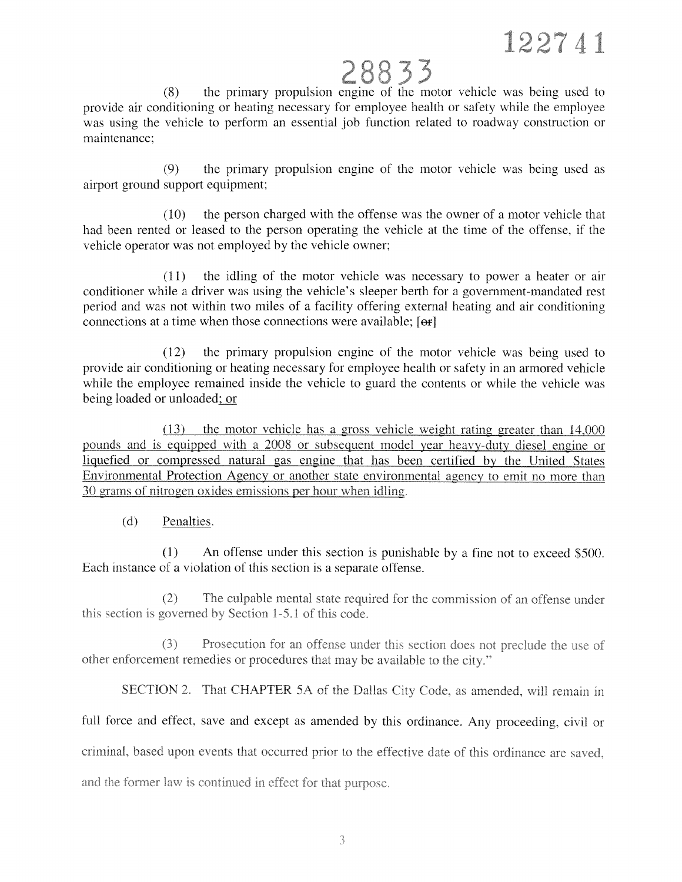122741

28833

(8) the primary propulsion engine of the motor vehicle was being used to provide air conditioning or heating necessary for employee health or safety while the employee was using the vehicle to perform an essential job function related to roadway construction or maintenance;

(9) the primary propulsion engine of the motor vehicle was being used as airport ground support equipment;

(10) the person charged with the offense was the owner of a motor vehicle that had been rented or leased to the person operating the vehicle at the time of the offense, if the vehicle operator was not employed by the vehicle owner;

(11) the idling of the motor vehicle was necessary to power a heater or air conditioner while a driver was using the vehicle's sleeper berth for a government-mandated rest period and was not within two miles of a facility offering external heating and air conditioning connections at a time when those connections were available; [~~or~~]

(12) the primary propulsion engine of the motor vehicle was being used to provide air conditioning or heating necessary for employee health or safety in an armored vehicle while the employee remained inside the vehicle to guard the contents or while the vehicle was being loaded or unloaded<u>; or</u>

<u>(13) the motor vehicle has a gross vehicle weight rating greater than 14,000 pounds and is equipped with a 2008 or subsequent model year heavy-duty diesel engine or liquefied or compressed natural gas engine that has been certified by the United States Environmental Protection Agency or another state environmental agency to emit no more than 30 grams of nitrogen oxides emissions per hour when idling</u>.

(d) <u>Penalties</u>.

(1) An offense under this section is punishable by a fine not to exceed $500. Each instance of a violation of this section is a separate offense.

(2) The culpable mental state required for the commission of an offense under this section is governed by Section 1-5.1 of this code.

(3) Prosecution for an offense under this section does not preclude the use of other enforcement remedies or procedures that may be available to the city."

SECTION 2. That CHAPTER 5A of the Dallas City Code, as amended, will remain in full force and effect, save and except as amended by this ordinance. Any proceeding, civil or criminal, based upon events that occurred prior to the effective date of this ordinance are saved, and the former law is continued in effect for that purpose.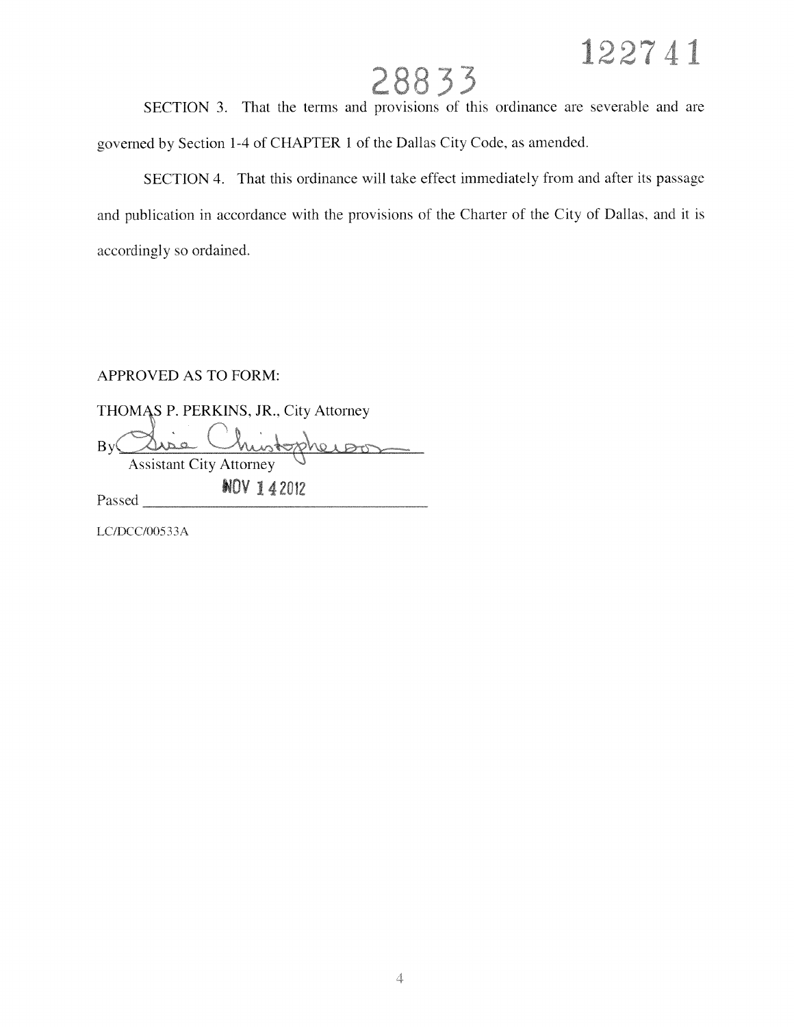122741

28833

SECTION 3. That the terms and provisions of this ordinance are severable and are governed by Section 1-4 of CHAPTER 1 of the Dallas City Code, as amended.

SECTION 4. That this ordinance will take effect immediately from and after its passage and publication in accordance with the provisions of the Charter of the City of Dallas, and it is accordingly so ordained.

APPROVED AS TO FORM:

THOMAS P. PERKINS, JR., City Attorney

By Lisa Christopherson
Assistant City Attorney

Passed NOV 14 2012

LC/DCC/00533A